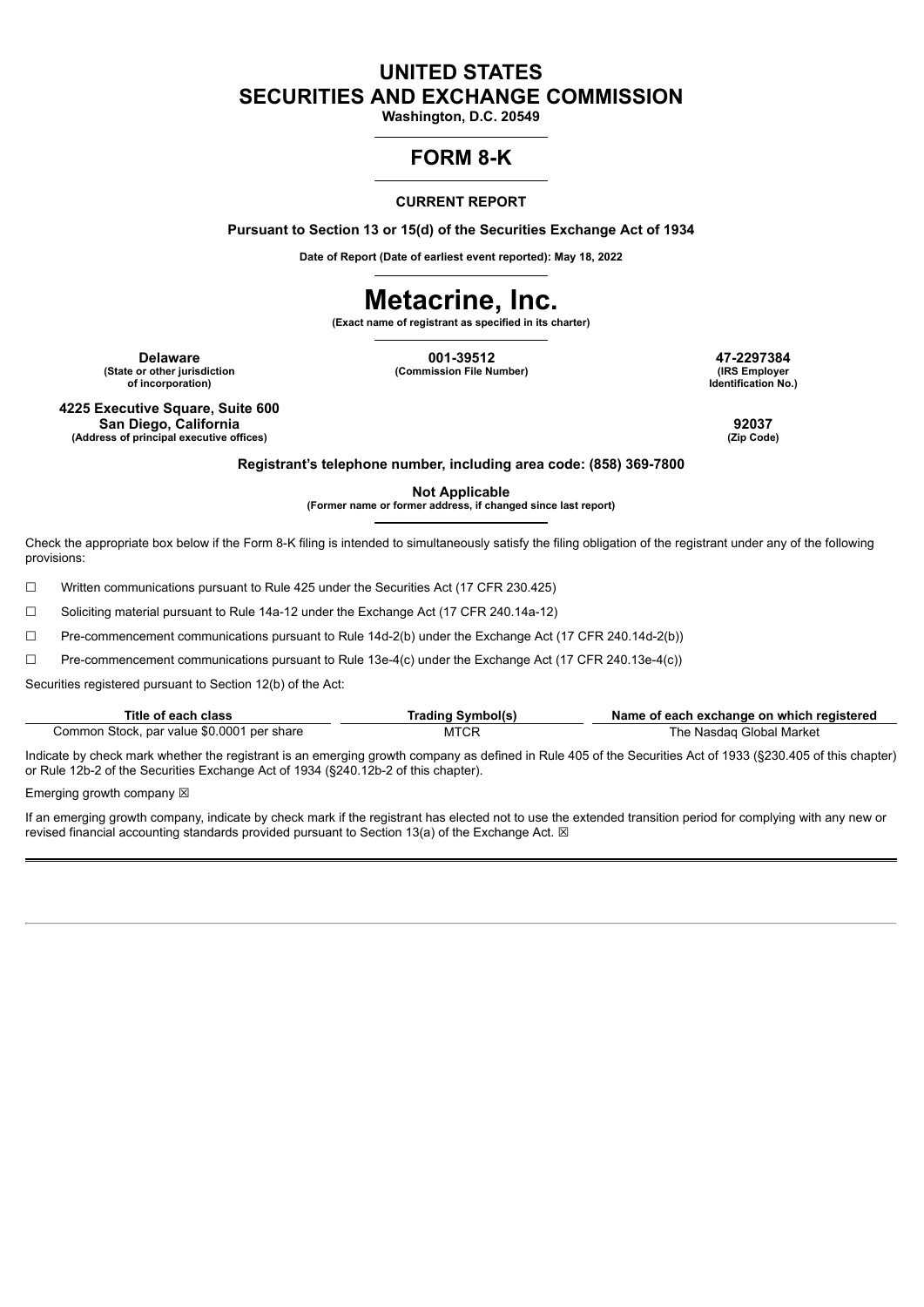# UNITED STATES
# SECURITIES AND EXCHANGE COMMISSION

**Washington, D.C. 20549**

## FORM 8-K

**CURRENT REPORT**

**Pursuant to Section 13 or 15(d) of the Securities Exchange Act of 1934**

**Date of Report (Date of earliest event reported): May 18, 2022**

# Metacrine, Inc.

**(Exact name of registrant as specified in its charter)**

| **Delaware** | **001-39512** | **47-2297384** |
|---|---|---|
| **(State or other jurisdiction of incorporation)** | **(Commission File Number)** | **(IRS Employer Identification No.)** |

| **4225 Executive Square, Suite 600 San Diego, California** | **92037** |
|---|---|
| **(Address of principal executive offices)** | **(Zip Code)** |

**Registrant's telephone number, including area code: (858) 369-7800**

**Not Applicable**
**(Former name or former address, if changed since last report)**

Check the appropriate box below if the Form 8-K filing is intended to simultaneously satisfy the filing obligation of the registrant under any of the following provisions:

☐ Written communications pursuant to Rule 425 under the Securities Act (17 CFR 230.425)

☐ Soliciting material pursuant to Rule 14a-12 under the Exchange Act (17 CFR 240.14a-12)

☐ Pre-commencement communications pursuant to Rule 14d-2(b) under the Exchange Act (17 CFR 240.14d-2(b))

☐ Pre-commencement communications pursuant to Rule 13e-4(c) under the Exchange Act (17 CFR 240.13e-4(c))

Securities registered pursuant to Section 12(b) of the Act:

| Title of each class | Trading Symbol(s) | Name of each exchange on which registered |
|---|---|---|
| Common Stock, par value $0.0001 per share | MTCR | The Nasdaq Global Market |

Indicate by check mark whether the registrant is an emerging growth company as defined in Rule 405 of the Securities Act of 1933 (§230.405 of this chapter) or Rule 12b-2 of the Securities Exchange Act of 1934 (§240.12b-2 of this chapter).

Emerging growth company ☒

If an emerging growth company, indicate by check mark if the registrant has elected not to use the extended transition period for complying with any new or revised financial accounting standards provided pursuant to Section 13(a) of the Exchange Act. ☒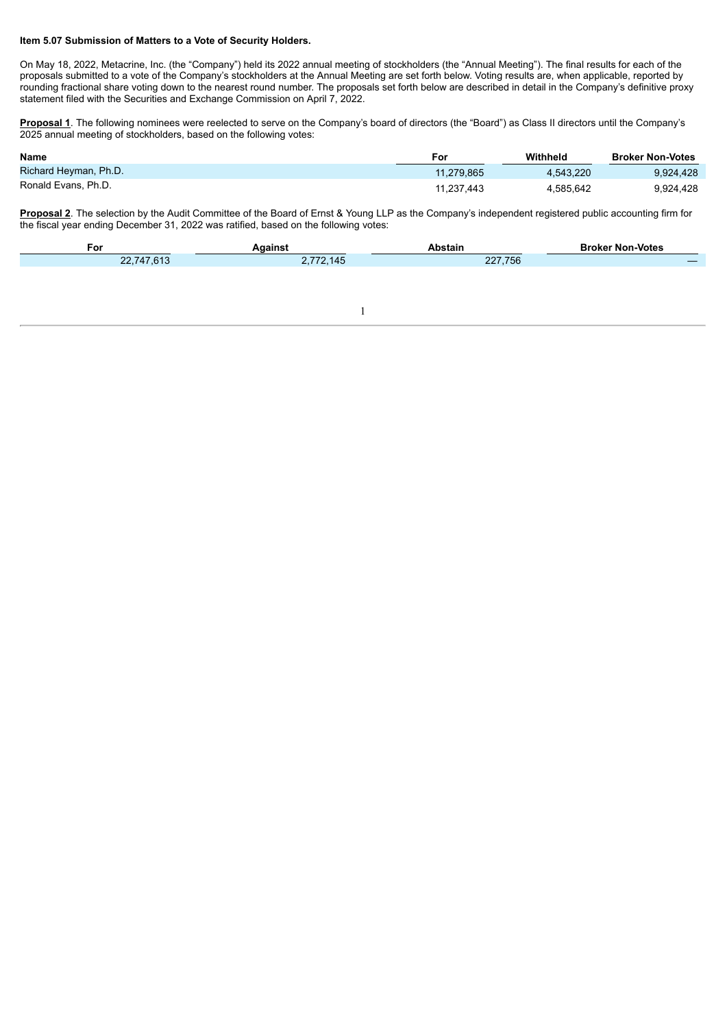**Item 5.07 Submission of Matters to a Vote of Security Holders.**

On May 18, 2022, Metacrine, Inc. (the "Company") held its 2022 annual meeting of stockholders (the "Annual Meeting"). The final results for each of the proposals submitted to a vote of the Company's stockholders at the Annual Meeting are set forth below. Voting results are, when applicable, reported by rounding fractional share voting down to the nearest round number. The proposals set forth below are described in detail in the Company's definitive proxy statement filed with the Securities and Exchange Commission on April 7, 2022.

**Proposal 1**. The following nominees were reelected to serve on the Company's board of directors (the "Board") as Class II directors until the Company's 2025 annual meeting of stockholders, based on the following votes:

| Name | For | Withheld | Broker Non-Votes |
| --- | --- | --- | --- |
| Richard Heyman, Ph.D. | 11,279,865 | 4,543,220 | 9,924,428 |
| Ronald Evans, Ph.D. | 11,237,443 | 4,585,642 | 9,924,428 |

**Proposal 2**. The selection by the Audit Committee of the Board of Ernst & Young LLP as the Company's independent registered public accounting firm for the fiscal year ending December 31, 2022 was ratified, based on the following votes:

| For | Against | Abstain | Broker Non-Votes |
| --- | --- | --- | --- |
| 22,747,613 | 2,772,145 | 227,756 | — |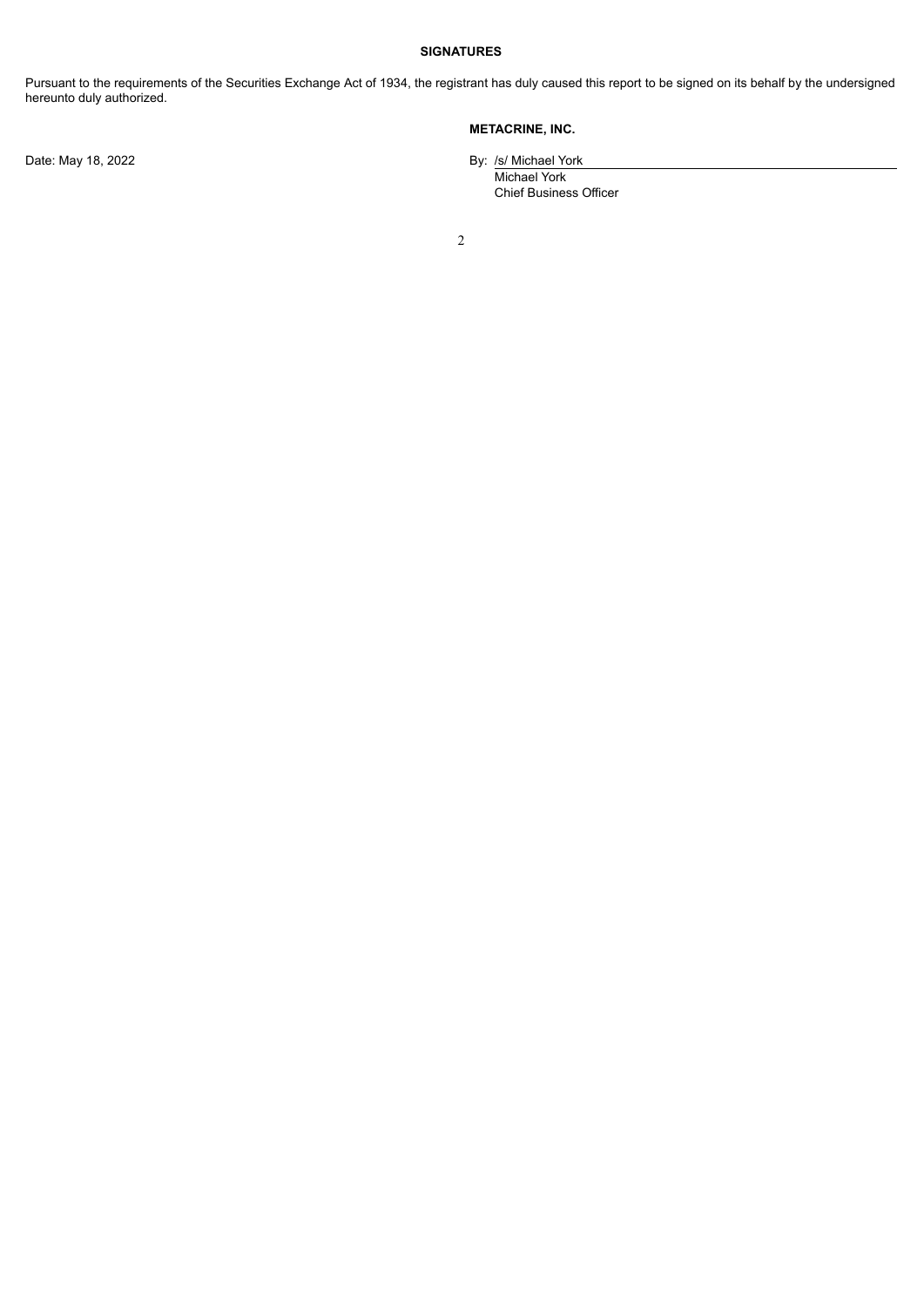**SIGNATURES**

Pursuant to the requirements of the Securities Exchange Act of 1934, the registrant has duly caused this report to be signed on its behalf by the undersigned hereunto duly authorized.

**METACRINE, INC.**

Date: May 18, 2022

By: /s/ Michael York
Michael York
Chief Business Officer